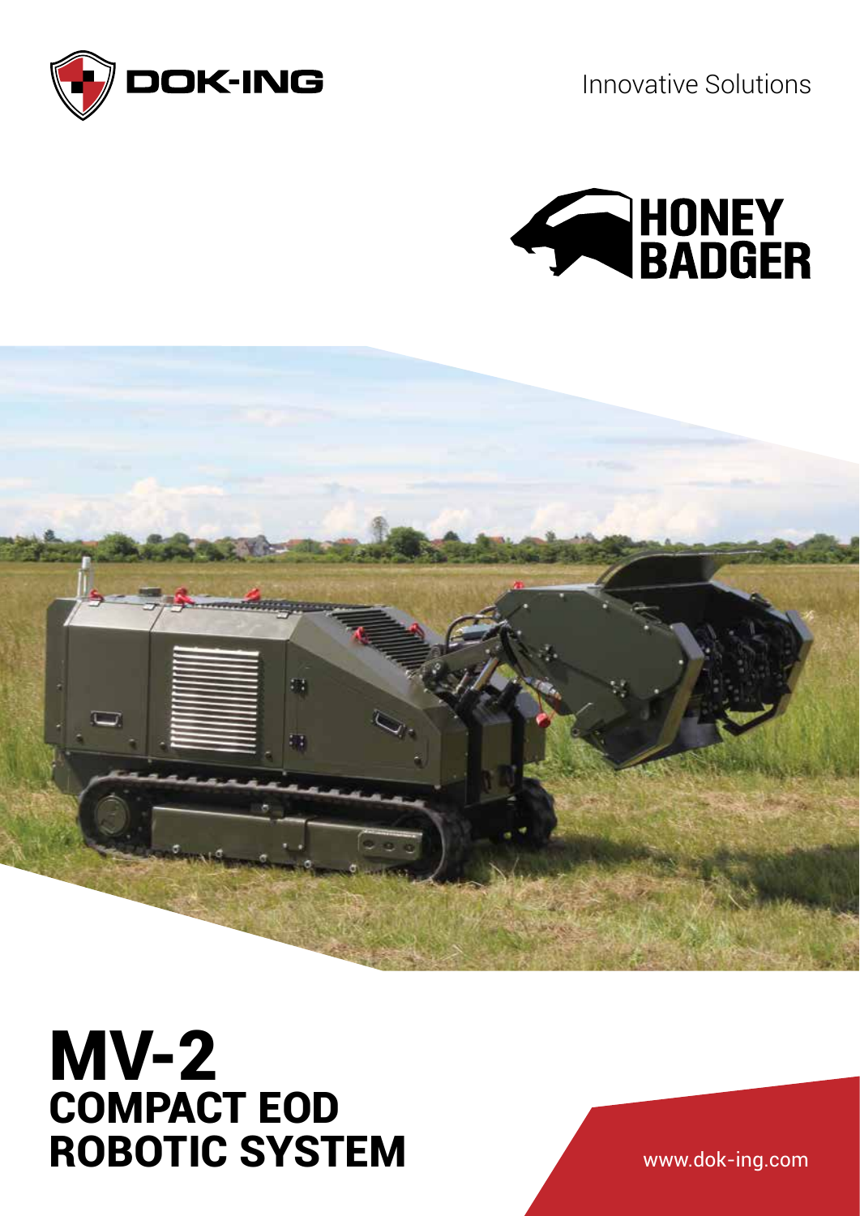DOK-ING

Innovative Solutions

HONEY BADGER

# MV-2
## COMPACT EOD ROBOTIC SYSTEM

www.dok-ing.com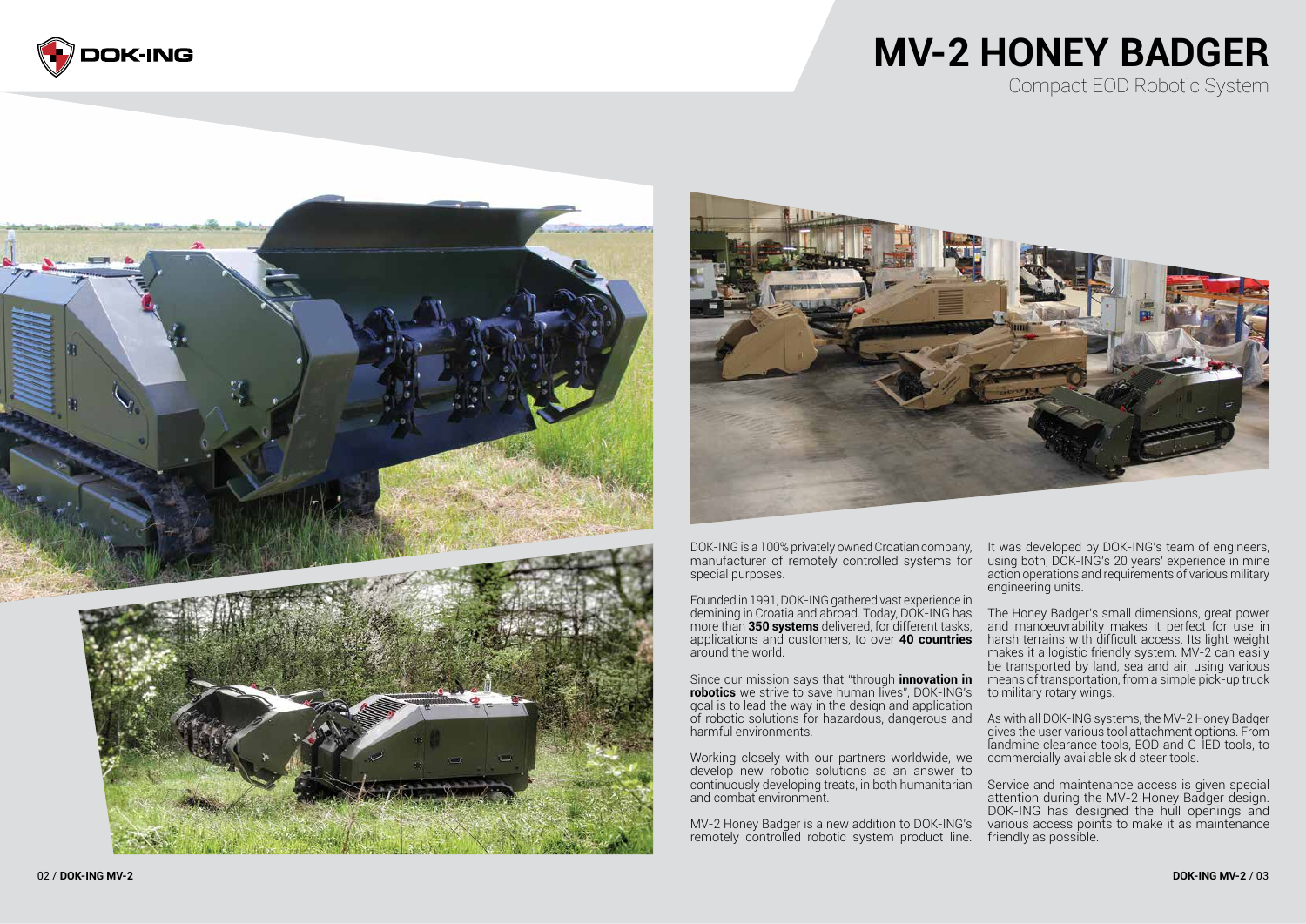# MV-2 HONEY BADGER

## Compact EOD Robotic System

DOK-ING is a 100% privately owned Croatian company, manufacturer of remotely controlled systems for special purposes.

Founded in 1991, DOK-ING gathered vast experience in demining in Croatia and abroad. Today, DOK-ING has more than **350 systems** delivered, for different tasks, applications and customers, to over **40 countries** around the world.

Since our mission says that "through **innovation in robotics** we strive to save human lives", DOK-ING's goal is to lead the way in the design and application of robotic solutions for hazardous, dangerous and harmful environments.

Working closely with our partners worldwide, we develop new robotic solutions as an answer to continuously developing treats, in both humanitarian and combat environment.

MV-2 Honey Badger is a new addition to DOK-ING's remotely controlled robotic system product line. It was developed by DOK-ING's team of engineers, using both, DOK-ING's 20 years' experience in mine action operations and requirements of various military engineering units.

The Honey Badger's small dimensions, great power and manoeuvrability makes it perfect for use in harsh terrains with difficult access. Its light weight makes it a logistic friendly system. MV-2 can easily be transported by land, sea and air, using various means of transportation, from a simple pick-up truck to military rotary wings.

As with all DOK-ING systems, the MV-2 Honey Badger gives the user various tool attachment options. From landmine clearance tools, EOD and C-IED tools, to commercially available skid steer tools.

Service and maintenance access is given special attention during the MV-2 Honey Badger design. DOK-ING has designed the hull openings and various access points to make it as maintenance friendly as possible.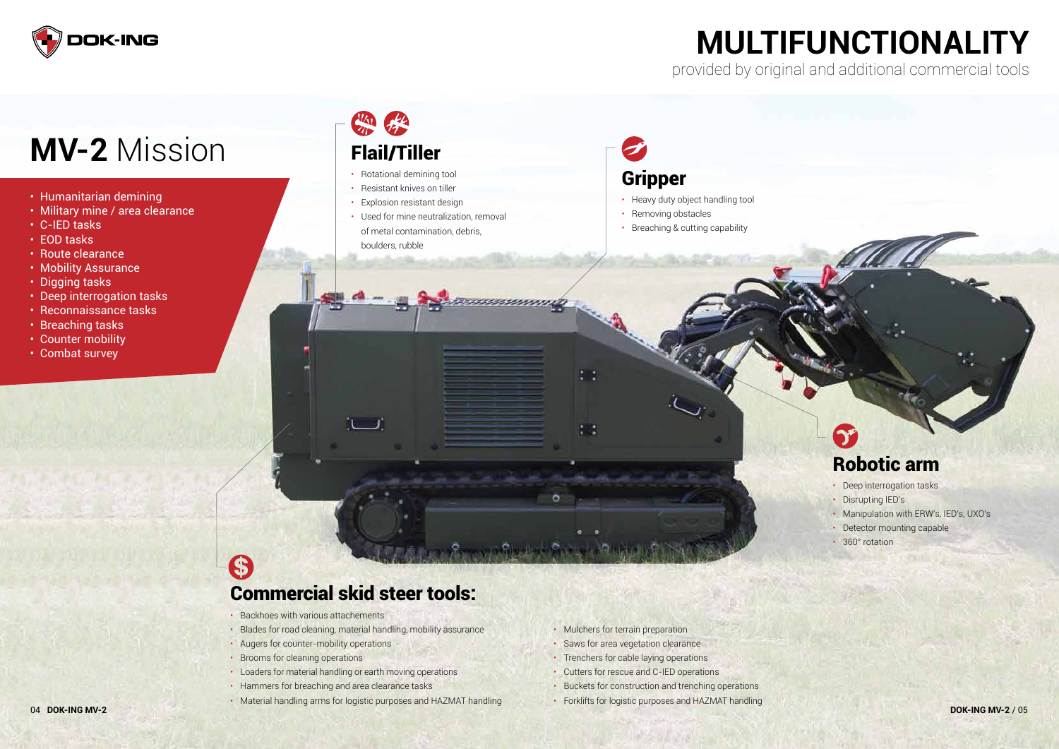# MULTIFUNCTIONALITY

provided by original and additional commercial tools

## MV-2 Mission

- Humanitarian demining
- Military mine / area clearance
- C-IED tasks
- EOD tasks
- Route clearance
- Mobility Assurance
- Digging tasks
- Deep interrogation tasks
- Reconnaissance tasks
- Breaching tasks
- Counter mobility
- Combat survey

### Flail/Tiller

- Rotational demining tool
- Resistant knives on tiller
- Explosion resistant design
- Used for mine neutralization, removal of metal contamination, debris, boulders, rubble

### Gripper

- Heavy duty object handling tool
- Removing obstacles
- Breaching & cutting capability

### Robotic arm

- Deep interrogation tasks
- Disrupting IED's
- Manipulation with ERW's, IED's, UXO's
- Detector mounting capable
- 360° rotation

### Commercial skid steer tools:

- Backhoes with various attachements
- Blades for road cleaning, material handling, mobility assurance
- Augers for counter-mobility operations
- Brooms for cleaning operations
- Loaders for material handling or earth moving operations
- Hammers for breaching and area clearance tasks
- Material handling arms for logistic purposes and HAZMAT handling
- Mulchers for terrain preparation
- Saws for area vegetation clearance
- Trenchers for cable laying operations
- Cutters for rescue and C-IED operations
- Buckets for construction and trenching operations
- Forklifts for logistic purposes and HAZMAT handling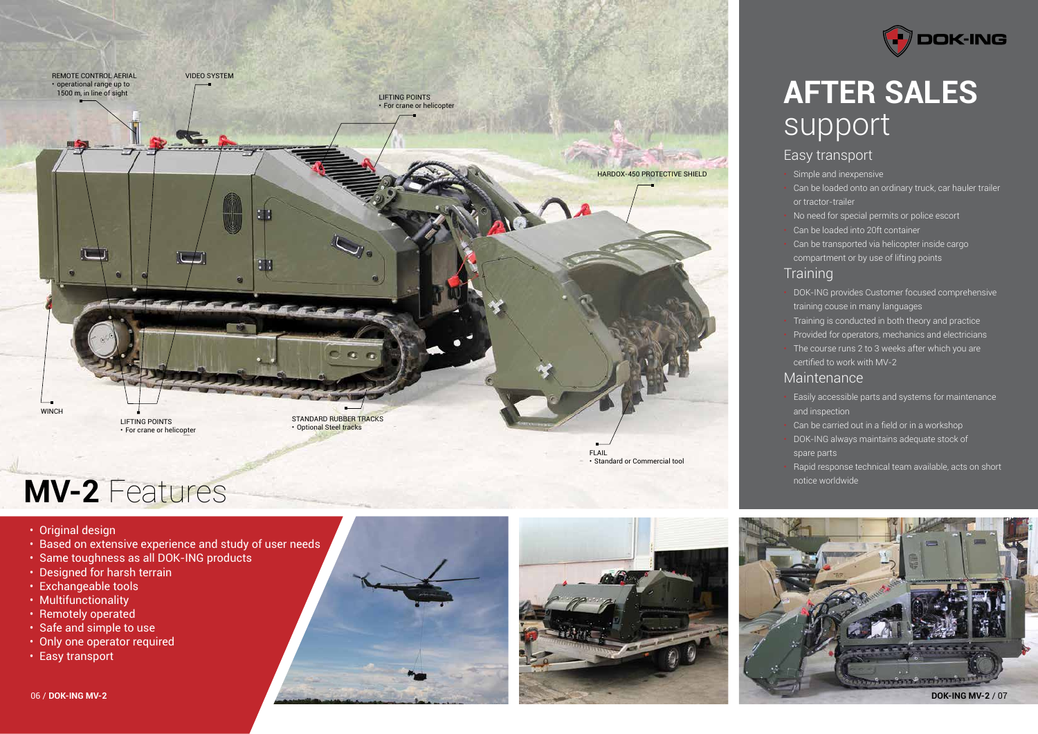REMOTE CONTROL AERIAL
• operational range up to 1500 m, in line of sight

VIDEO SYSTEM

LIFTING POINTS
• For crane or helicopter

HARDOX-450 PROTECTIVE SHIELD

WINCH

LIFTING POINTS
• For crane or helicopter

STANDARD RUBBER TRACKS
• Optional Steel tracks

FLAIL
• Standard or Commercial tool

# **MV-2** Features

- Original design
- Based on extensive experience and study of user needs
- Same toughness as all DOK-ING products
- Designed for harsh terrain
- Exchangeable tools
- Multifunctionality
- Remotely operated
- Safe and simple to use
- Only one operator required
- Easy transport

# **AFTER SALES** support

## Easy transport

- Simple and inexpensive
- Can be loaded onto an ordinary truck, car hauler trailer or tractor-trailer
- No need for special permits or police escort
- Can be loaded into 20ft container
- Can be transported via helicopter inside cargo compartment or by use of lifting points

## Training

- DOK-ING provides Customer focused comprehensive training couse in many languages
- Training is conducted in both theory and practice
- Provided for operators, mechanics and electricians
- The course runs 2 to 3 weeks after which you are certified to work with MV-2

## Maintenance

- Easily accessible parts and systems for maintenance and inspection
- Can be carried out in a field or in a workshop
- DOK-ING always maintains adequate stock of spare parts
- Rapid response technical team available, acts on short notice worldwide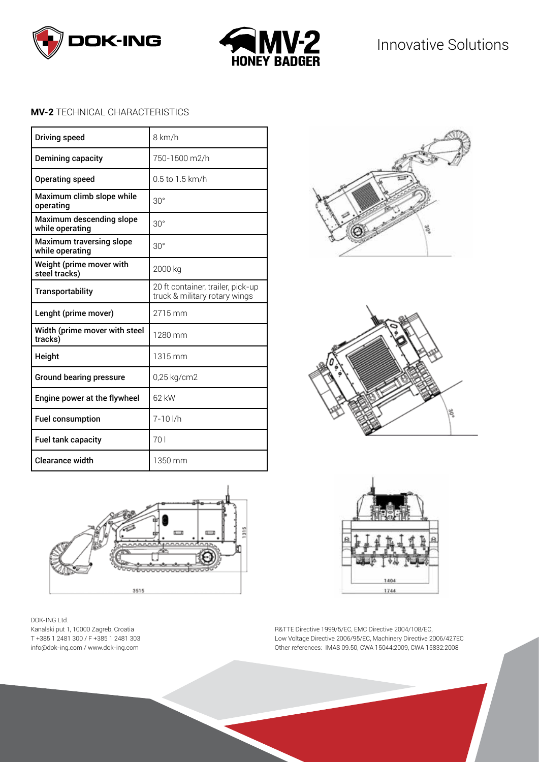Innovative Solutions

## MV-2 TECHNICAL CHARACTERISTICS

| | |
|---|---|
| Driving speed | 8 km/h |
| Demining capacity | 750-1500 m2/h |
| Operating speed | 0.5 to 1.5 km/h |
| Maximum climb slope while operating | 30° |
| Maximum descending slope while operating | 30° |
| Maximum traversing slope while operating | 30° |
| Weight (prime mover with steel tracks) | 2000 kg |
| Transportability | 20 ft container, trailer, pick-up truck & military rotary wings |
| Lenght (prime mover) | 2715 mm |
| Width (prime mover with steel tracks) | 1280 mm |
| Height | 1315 mm |
| Ground bearing pressure | 0,25 kg/cm2 |
| Engine power at the flywheel | 62 kW |
| Fuel consumption | 7-10 l/h |
| Fuel tank capacity | 70 l |
| Clearance width | 1350 mm |

30°

30°

1315

3515

1404

1744

DOK-ING Ltd.
Kanalski put 1, 10000 Zagreb, Croatia
T +385 1 2481 300 / F +385 1 2481 303
info@dok-ing.com / www.dok-ing.com

R&TTE Directive 1999/5/EC, EMC Directive 2004/108/EC,
Low Voltage Directive 2006/95/EC, Machinery Directive 2006/427EC
Other references: IMAS 09.50, CWA 15044:2009, CWA 15832:2008